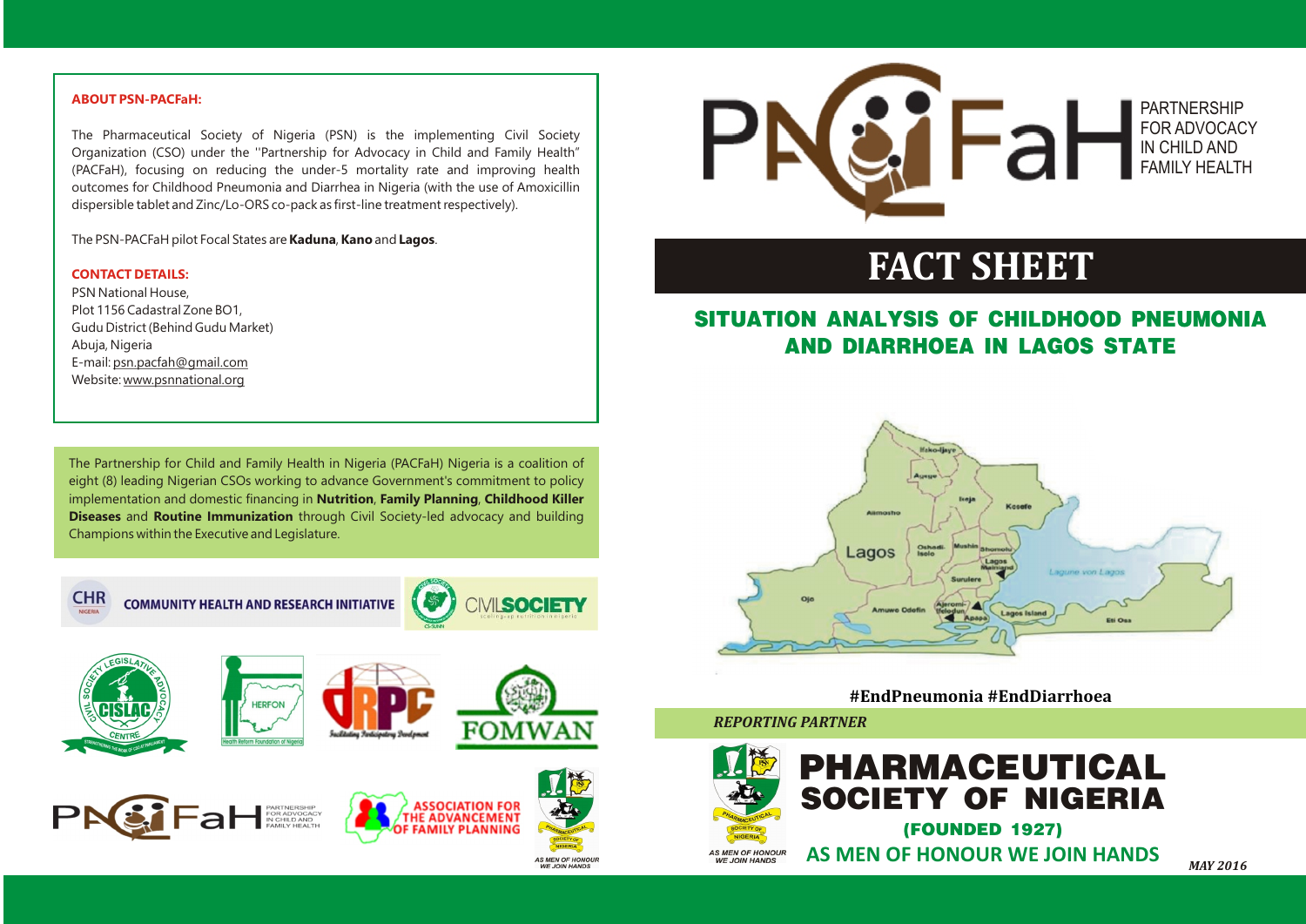# FACT SHEET

## SITUATION ANALYSIS OF CHILDHOOD PNEUMONIA AND DIARRHOEA IN LAGOS STATE

PARTNERSHIP FOR ADVOCACY IN CHILD AND FAMILY HEALTH

#EndPneumonia #EndDiarrhoea

*REPORTING PARTNER*

**PHARMACEUTICAL SOCIETY OF NIGERIA**

**(FOUNDED 1927)**

**AS MEN OF HONOUR WE JOIN HANDS**

*MAY 2016*

### ABOUT PSN-PACFaH:

The Pharmaceutical Society of Nigeria (PSN) is the implementing Civil Society Organization (CSO) under the "Partnership for Advocacy in Child and Family Health" (PACFaH), focusing on reducing the under-5 mortality rate and improving health outcomes for Childhood Pneumonia and Diarrhea in Nigeria (with the use of Amoxicillin dispersible tablet and Zinc/Lo-ORS co-pack as first-line treatment respectively).

The PSN-PACFaH pilot Focal States are **Kaduna**, **Kano** and **Lagos**.

### CONTACT DETAILS:

PSN National House,
Plot 1156 Cadastral Zone BO1,
Gudu District (Behind Gudu Market)
Abuja, Nigeria
E-mail: psn.pacfah@gmail.com
Website: www.psnnational.org

The Partnership for Child and Family Health in Nigeria (PACFaH) Nigeria is a coalition of eight (8) leading Nigerian CSOs working to advance Government's commitment to policy implementation and domestic financing in **Nutrition**, **Family Planning**, **Childhood Killer Diseases** and **Routine Immunization** through Civil Society-led advocacy and building Champions within the Executive and Legislature.

COMMUNITY HEALTH AND RESEARCH INITIATIVE

CIVILSOCIETY

CISLAC

HERFON

dRPC

FOMWAN

PACFaH

ASSOCIATION FOR THE ADVANCEMENT OF FAMILY PLANNING

AS MEN OF HONOUR WE JOIN HANDS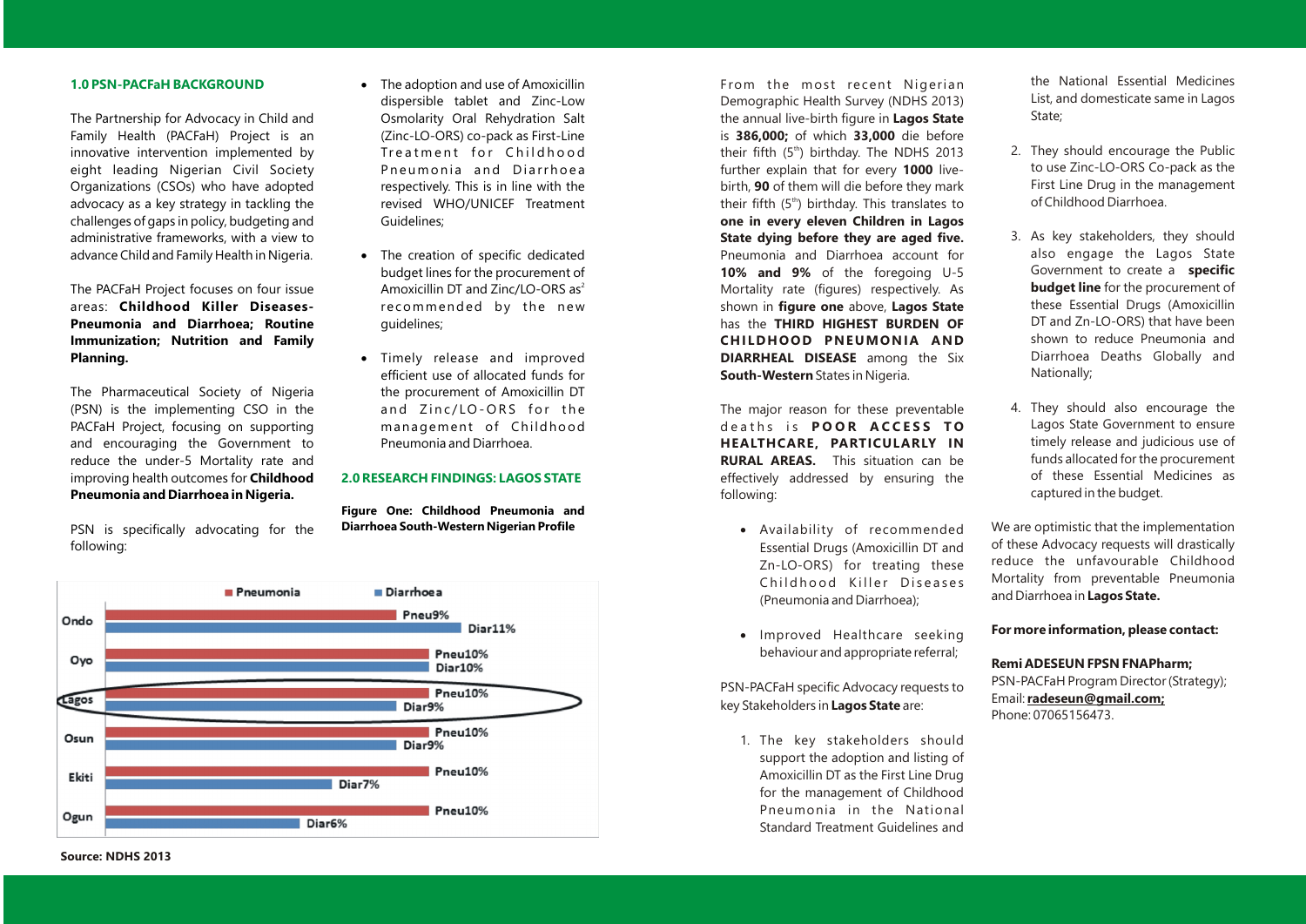## 1.0 PSN-PACFaH BACKGROUND

The Partnership for Advocacy in Child and Family Health (PACFaH) Project is an innovative intervention implemented by eight leading Nigerian Civil Society Organizations (CSOs) who have adopted advocacy as a key strategy in tackling the challenges of gaps in policy, budgeting and administrative frameworks, with a view to advance Child and Family Health in Nigeria.

The PACFaH Project focuses on four issue areas: **Childhood Killer Diseases-Pneumonia and Diarrhoea; Routine Immunization; Nutrition and Family Planning.**

The Pharmaceutical Society of Nigeria (PSN) is the implementing CSO in the PACFaH Project, focusing on supporting and encouraging the Government to reduce the under-5 Mortality rate and improving health outcomes for **Childhood Pneumonia and Diarrhoea in Nigeria.**

PSN is specifically advocating for the following:

- The adoption and use of Amoxicillin dispersible tablet and Zinc-Low Osmolarity Oral Rehydration Salt (Zinc-LO-ORS) co-pack as First-Line Treatment for Childhood Pneumonia and Diarrhoea respectively. This is in line with the revised WHO/UNICEF Treatment Guidelines;
- The creation of specific dedicated budget lines for the procurement of Amoxicillin DT and Zinc/LO-ORS as[2] recommended by the new guidelines;
- Timely release and improved efficient use of allocated funds for the procurement of Amoxicillin DT and Zinc/LO-ORS for the management of Childhood Pneumonia and Diarrhoea.

## 2.0 RESEARCH FINDINGS: LAGOS STATE

**Figure One: Childhood Pneumonia and Diarrhoea South-Western Nigerian Profile**

Pneumonia
Diarrhoea
Ondo
Pneu9%
Diar11%
Oyo
Pneu10%
Diar10%
Lagos
Pneu10%
Diar9%
Osun
Pneu10%
Diar9%
Ekiti
Pneu10%
Diar7%
Ogun
Pneu10%
Diar6%

**Source: NDHS 2013**

From the most recent Nigerian Demographic Health Survey (NDHS 2013) the annual live-birth figure in **Lagos State** is **386,000;** of which **33,000** die before their fifth (5th) birthday. The NDHS 2013 further explain that for every **1000** live-birth, **90** of them will die before they mark their fifth (5th) birthday. This translates to **one in every eleven Children in Lagos State dying before they are aged five.** Pneumonia and Diarrhoea account for **10% and 9%** of the foregoing U-5 Mortality rate (figures) respectively. As shown in **figure one** above, **Lagos State** has the **THIRD HIGHEST BURDEN OF CHILDHOOD PNEUMONIA AND DIARRHEAL DISEASE** among the Six **South-Western** States in Nigeria.

The major reason for these preventable deaths is **POOR ACCESS TO HEALTHCARE, PARTICULARLY IN RURAL AREAS.** This situation can be effectively addressed by ensuring the following:

- Availability of recommended Essential Drugs (Amoxicillin DT and Zn-LO-ORS) for treating these Childhood Killer Diseases (Pneumonia and Diarrhoea);
- Improved Healthcare seeking behaviour and appropriate referral;

PSN-PACFaH specific Advocacy requests to key Stakeholders in **Lagos State** are:

1. The key stakeholders should support the adoption and listing of Amoxicillin DT as the First Line Drug for the management of Childhood Pneumonia in the National Standard Treatment Guidelines and the National Essential Medicines List, and domesticate same in Lagos State;
2. They should encourage the Public to use Zinc-LO-ORS Co-pack as the First Line Drug in the management of Childhood Diarrhoea.
3. As key stakeholders, they should also engage the Lagos State Government to create a **specific budget line** for the procurement of these Essential Drugs (Amoxicillin DT and Zn-LO-ORS) that have been shown to reduce Pneumonia and Diarrhoea Deaths Globally and Nationally;
4. They should also encourage the Lagos State Government to ensure timely release and judicious use of funds allocated for the procurement of these Essential Medicines as captured in the budget.

We are optimistic that the implementation of these Advocacy requests will drastically reduce the unfavourable Childhood Mortality from preventable Pneumonia and Diarrhoea in **Lagos State.**

**For more information, please contact:**

**Remi ADESEUN FPSN FNAPharm;**
PSN-PACFaH Program Director (Strategy);
Email: **radeseun@gmail.com;**
Phone: 07065156473.